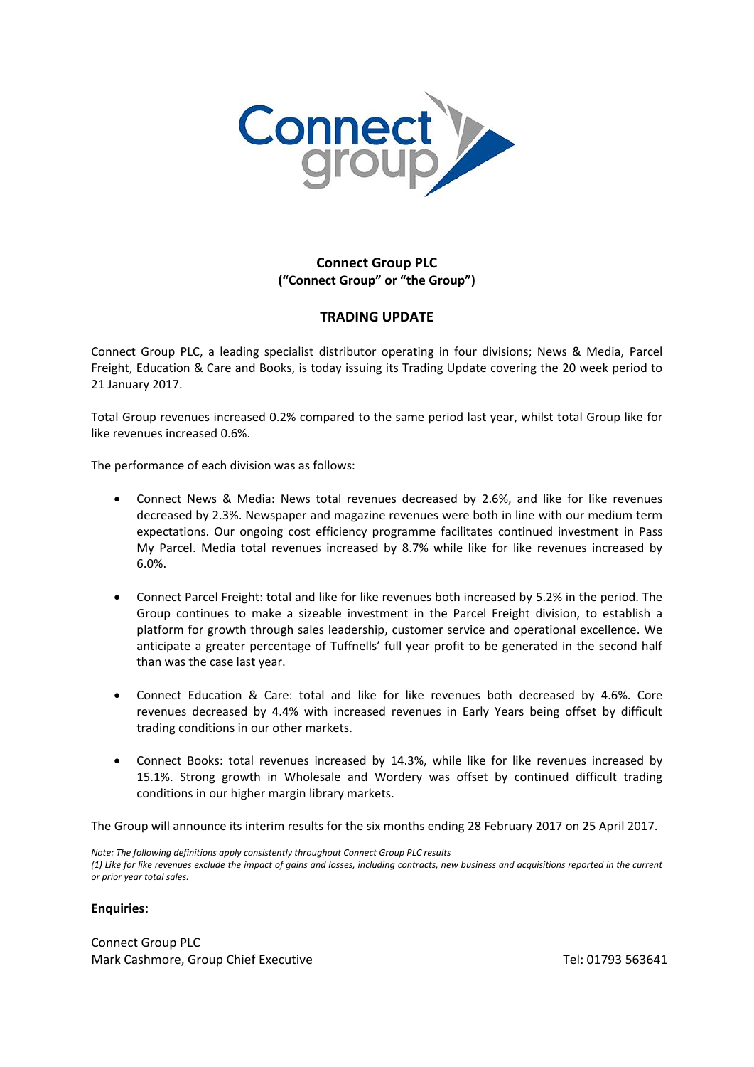**Connect Group PLC**
**("Connect Group" or "the Group")**

## TRADING UPDATE

Connect Group PLC, a leading specialist distributor operating in four divisions; News & Media, Parcel Freight, Education & Care and Books, is today issuing its Trading Update covering the 20 week period to 21 January 2017.

Total Group revenues increased 0.2% compared to the same period last year, whilst total Group like for like revenues increased 0.6%.

The performance of each division was as follows:

- Connect News & Media: News total revenues decreased by 2.6%, and like for like revenues decreased by 2.3%. Newspaper and magazine revenues were both in line with our medium term expectations. Our ongoing cost efficiency programme facilitates continued investment in Pass My Parcel. Media total revenues increased by 8.7% while like for like revenues increased by 6.0%.

- Connect Parcel Freight: total and like for like revenues both increased by 5.2% in the period. The Group continues to make a sizeable investment in the Parcel Freight division, to establish a platform for growth through sales leadership, customer service and operational excellence. We anticipate a greater percentage of Tuffnells' full year profit to be generated in the second half than was the case last year.

- Connect Education & Care: total and like for like revenues both decreased by 4.6%. Core revenues decreased by 4.4% with increased revenues in Early Years being offset by difficult trading conditions in our other markets.

- Connect Books: total revenues increased by 14.3%, while like for like revenues increased by 15.1%. Strong growth in Wholesale and Wordery was offset by continued difficult trading conditions in our higher margin library markets.

The Group will announce its interim results for the six months ending 28 February 2017 on 25 April 2017.

*Note: The following definitions apply consistently throughout Connect Group PLC results*
*(1) Like for like revenues exclude the impact of gains and losses, including contracts, new business and acquisitions reported in the current or prior year total sales.*

**Enquiries:**

Connect Group PLC
Mark Cashmore, Group Chief Executive — Tel: 01793 563641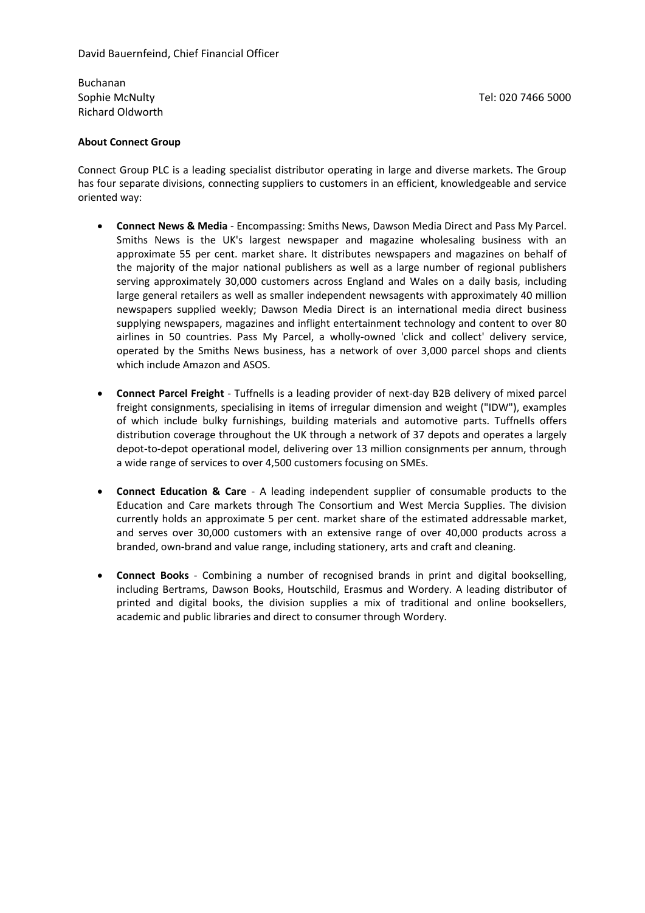David Bauernfeind, Chief Financial Officer

Buchanan
Sophie McNulty Tel: 020 7466 5000
Richard Oldworth

**About Connect Group**

Connect Group PLC is a leading specialist distributor operating in large and diverse markets. The Group has four separate divisions, connecting suppliers to customers in an efficient, knowledgeable and service oriented way:

- **Connect News & Media** - Encompassing: Smiths News, Dawson Media Direct and Pass My Parcel. Smiths News is the UK's largest newspaper and magazine wholesaling business with an approximate 55 per cent. market share. It distributes newspapers and magazines on behalf of the majority of the major national publishers as well as a large number of regional publishers serving approximately 30,000 customers across England and Wales on a daily basis, including large general retailers as well as smaller independent newsagents with approximately 40 million newspapers supplied weekly; Dawson Media Direct is an international media direct business supplying newspapers, magazines and inflight entertainment technology and content to over 80 airlines in 50 countries. Pass My Parcel, a wholly-owned 'click and collect' delivery service, operated by the Smiths News business, has a network of over 3,000 parcel shops and clients which include Amazon and ASOS.

- **Connect Parcel Freight** - Tuffnells is a leading provider of next-day B2B delivery of mixed parcel freight consignments, specialising in items of irregular dimension and weight ("IDW"), examples of which include bulky furnishings, building materials and automotive parts. Tuffnells offers distribution coverage throughout the UK through a network of 37 depots and operates a largely depot-to-depot operational model, delivering over 13 million consignments per annum, through a wide range of services to over 4,500 customers focusing on SMEs.

- **Connect Education & Care** - A leading independent supplier of consumable products to the Education and Care markets through The Consortium and West Mercia Supplies. The division currently holds an approximate 5 per cent. market share of the estimated addressable market, and serves over 30,000 customers with an extensive range of over 40,000 products across a branded, own-brand and value range, including stationery, arts and craft and cleaning.

- **Connect Books** - Combining a number of recognised brands in print and digital bookselling, including Bertrams, Dawson Books, Houtschild, Erasmus and Wordery. A leading distributor of printed and digital books, the division supplies a mix of traditional and online booksellers, academic and public libraries and direct to consumer through Wordery.